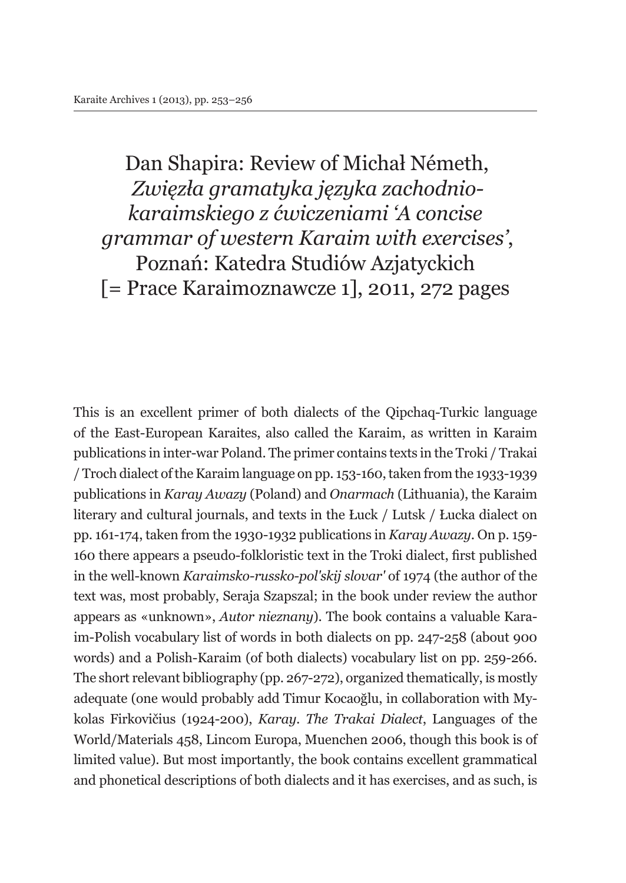# Dan Shapira: Review of Michał Németh, *Zwięzła gramatyka języka zachodnio-karaimskiego z ćwiczeniami ‘A concise grammar of western Karaim with exercises’*, Poznań: Katedra Studiów Azjatyckich [= Prace Karaimoznawcze 1], 2011, 272 pages

This is an excellent primer of both dialects of the Qipchaq-Turkic language of the East-European Karaites, also called the Karaim, as written in Karaim publications in inter-war Poland. The primer contains texts in the Troki / Trakai / Troch dialect of the Karaim language on pp. 153-160, taken from the 1933-1939 publications in *Karay Awazy* (Poland) and *Onarmach* (Lithuania), the Karaim literary and cultural journals, and texts in the Łuck / Lutsk / Łucka dialect on pp. 161-174, taken from the 1930-1932 publications in *Karay Awazy*. On p. 159-160 there appears a pseudo-folkloristic text in the Troki dialect, first published in the well-known *Karaimsko-russko-pol'skij slovar'* of 1974 (the author of the text was, most probably, Seraja Szapszal; in the book under review the author appears as «unknown», *Autor nieznany*). The book contains a valuable Karaim-Polish vocabulary list of words in both dialects on pp. 247-258 (about 900 words) and a Polish-Karaim (of both dialects) vocabulary list on pp. 259-266. The short relevant bibliography (pp. 267-272), organized thematically, is mostly adequate (one would probably add Timur Kocaoğlu, in collaboration with Mykolas Firkovičius (1924-200), *Karay. The Trakai Dialect*, Languages of the World/Materials 458, Lincom Europa, Muenchen 2006, though this book is of limited value). But most importantly, the book contains excellent grammatical and phonetical descriptions of both dialects and it has exercises, and as such, is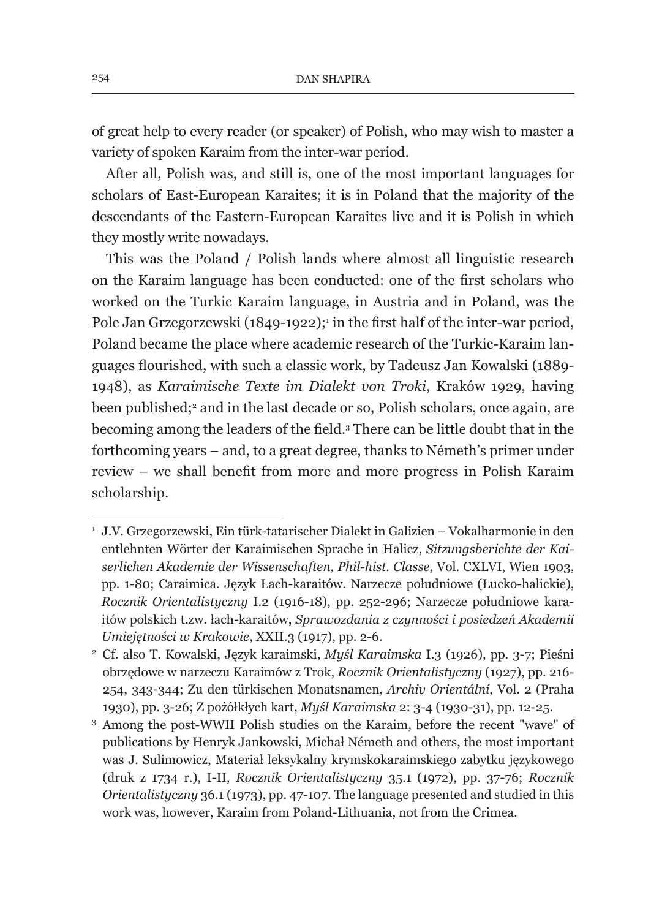of great help to every reader (or speaker) of Polish, who may wish to master a variety of spoken Karaim from the inter-war period.

After all, Polish was, and still is, one of the most important languages for scholars of East-European Karaites; it is in Poland that the majority of the descendants of the Eastern-European Karaites live and it is Polish in which they mostly write nowadays.

This was the Poland / Polish lands where almost all linguistic research on the Karaim language has been conducted: one of the first scholars who worked on the Turkic Karaim language, in Austria and in Poland, was the Pole Jan Grzegorzewski (1849-1922);[1] in the first half of the inter-war period, Poland became the place where academic research of the Turkic-Karaim languages flourished, with such a classic work, by Tadeusz Jan Kowalski (1889-1948), as *Karaimische Texte im Dialekt von Troki*, Kraków 1929, having been published;[2] and in the last decade or so, Polish scholars, once again, are becoming among the leaders of the field.[3] There can be little doubt that in the forthcoming years – and, to a great degree, thanks to Németh's primer under review – we shall benefit from more and more progress in Polish Karaim scholarship.

---

[1] J.V. Grzegorzewski, Ein türk-tatarischer Dialekt in Galizien – Vokalharmonie in den entlehnten Wörter der Karaimischen Sprache in Halicz, *Sitzungsberichte der Kaiserlichen Akademie der Wissenschaften, Phil-hist. Classe*, Vol. CXLVI, Wien 1903, pp. 1-80; Caraimica. Język Łach-karaitów. Narzecze południowe (Łucko-halickie), *Rocznik Orientalistyczny* I.2 (1916-18), pp. 252-296; Narzecze południowe karaitów polskich t.zw. łach-karaitów, *Sprawozdania z czynności i posiedzeń Akademii Umiejętności w Krakowie*, XXII.3 (1917), pp. 2-6.

[2] Cf. also T. Kowalski, Język karaimski, *Myśl Karaimska* I.3 (1926), pp. 3-7; Pieśni obrzędowe w narzeczu Karaimów z Trok, *Rocznik Orientalistyczny* (1927), pp. 216-254, 343-344; Zu den türkischen Monatsnamen, *Archiv Orientální*, Vol. 2 (Praha 1930), pp. 3-26; Z pożółkłych kart, *Myśl Karaimska* 2: 3-4 (1930-31), pp. 12-25.

[3] Among the post-WWII Polish studies on the Karaim, before the recent "wave" of publications by Henryk Jankowski, Michał Németh and others, the most important was J. Sulimowicz, Materiał leksykalny krymskokaraimskiego zabytku językowego (druk z 1734 r.), I-II, *Rocznik Orientalistyczny* 35.1 (1972), pp. 37-76; *Rocznik Orientalistyczny* 36.1 (1973), pp. 47-107. The language presented and studied in this work was, however, Karaim from Poland-Lithuania, not from the Crimea.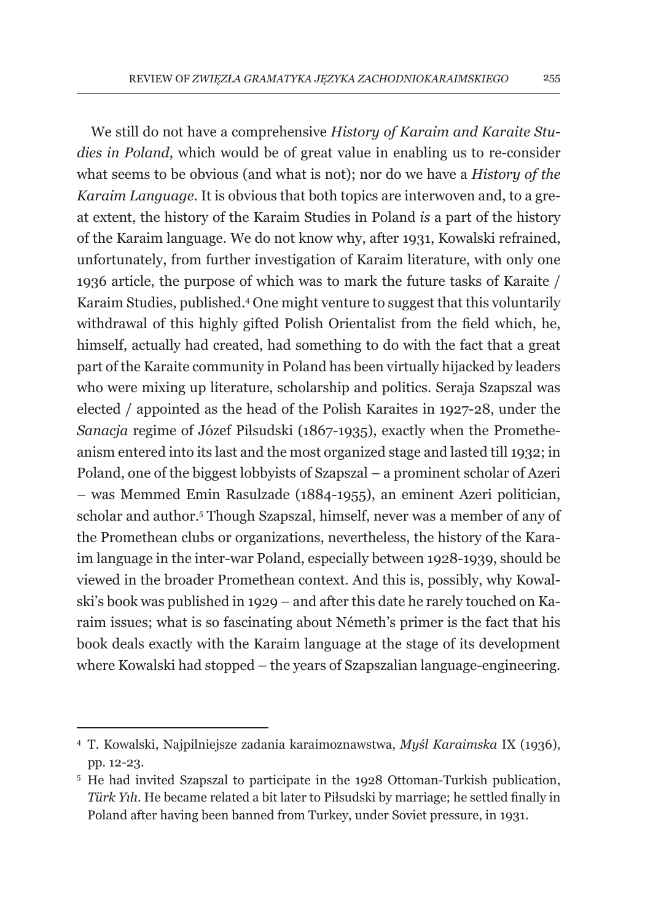We still do not have a comprehensive *History of Karaim and Karaite Studies in Poland*, which would be of great value in enabling us to re-consider what seems to be obvious (and what is not); nor do we have a *History of the Karaim Language*. It is obvious that both topics are interwoven and, to a great extent, the history of the Karaim Studies in Poland *is* a part of the history of the Karaim language. We do not know why, after 1931, Kowalski refrained, unfortunately, from further investigation of Karaim literature, with only one 1936 article, the purpose of which was to mark the future tasks of Karaite / Karaim Studies, published.[4] One might venture to suggest that this voluntarily withdrawal of this highly gifted Polish Orientalist from the field which, he, himself, actually had created, had something to do with the fact that a great part of the Karaite community in Poland has been virtually hijacked by leaders who were mixing up literature, scholarship and politics. Seraja Szapszal was elected / appointed as the head of the Polish Karaites in 1927-28, under the *Sanacja* regime of Józef Piłsudski (1867-1935), exactly when the Prometheanism entered into its last and the most organized stage and lasted till 1932; in Poland, one of the biggest lobbyists of Szapszal – a prominent scholar of Azeri – was Memmed Emin Rasulzade (1884-1955), an eminent Azeri politician, scholar and author.[5] Though Szapszal, himself, never was a member of any of the Promethean clubs or organizations, nevertheless, the history of the Karaim language in the inter-war Poland, especially between 1928-1939, should be viewed in the broader Promethean context. And this is, possibly, why Kowalski's book was published in 1929 – and after this date he rarely touched on Karaim issues; what is so fascinating about Németh's primer is the fact that his book deals exactly with the Karaim language at the stage of its development where Kowalski had stopped – the years of Szapszalian language-engineering.

---

[4] T. Kowalski, Najpilniejsze zadania karaimoznawstwa, *Myśl Karaimska* IX (1936), pp. 12-23.

[5] He had invited Szapszal to participate in the 1928 Ottoman-Turkish publication, *Türk Yılı*. He became related a bit later to Piłsudski by marriage; he settled finally in Poland after having been banned from Turkey, under Soviet pressure, in 1931.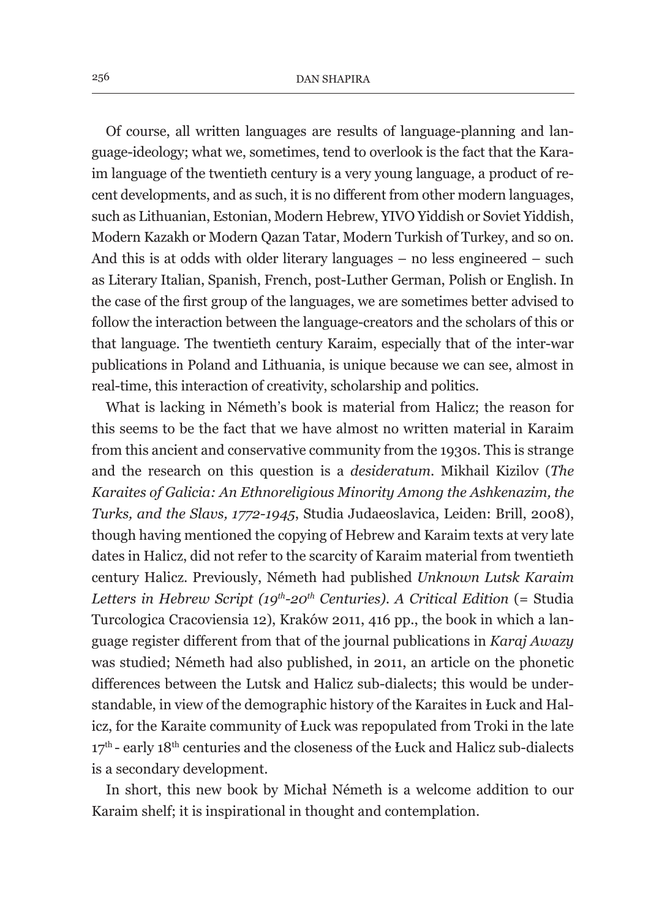Of course, all written languages are results of language-planning and language-ideology; what we, sometimes, tend to overlook is the fact that the Karaim language of the twentieth century is a very young language, a product of recent developments, and as such, it is no different from other modern languages, such as Lithuanian, Estonian, Modern Hebrew, YIVO Yiddish or Soviet Yiddish, Modern Kazakh or Modern Qazan Tatar, Modern Turkish of Turkey, and so on. And this is at odds with older literary languages – no less engineered – such as Literary Italian, Spanish, French, post-Luther German, Polish or English. In the case of the first group of the languages, we are sometimes better advised to follow the interaction between the language-creators and the scholars of this or that language. The twentieth century Karaim, especially that of the inter-war publications in Poland and Lithuania, is unique because we can see, almost in real-time, this interaction of creativity, scholarship and politics.

What is lacking in Németh's book is material from Halicz; the reason for this seems to be the fact that we have almost no written material in Karaim from this ancient and conservative community from the 1930s. This is strange and the research on this question is a *desideratum*. Mikhail Kizilov (*The Karaites of Galicia: An Ethnoreligious Minority Among the Ashkenazim, the Turks, and the Slavs, 1772-1945*, Studia Judaeoslavica, Leiden: Brill, 2008), though having mentioned the copying of Hebrew and Karaim texts at very late dates in Halicz, did not refer to the scarcity of Karaim material from twentieth century Halicz. Previously, Németh had published *Unknown Lutsk Karaim Letters in Hebrew Script (19th-20th Centuries). A Critical Edition* (= Studia Turcologica Cracoviensia 12), Kraków 2011, 416 pp., the book in which a language register different from that of the journal publications in *Karaj Awazy* was studied; Németh had also published, in 2011, an article on the phonetic differences between the Lutsk and Halicz sub-dialects; this would be understandable, in view of the demographic history of the Karaites in Łuck and Halicz, for the Karaite community of Łuck was repopulated from Troki in the late 17th - early 18th centuries and the closeness of the Łuck and Halicz sub-dialects is a secondary development.

In short, this new book by Michał Németh is a welcome addition to our Karaim shelf; it is inspirational in thought and contemplation.